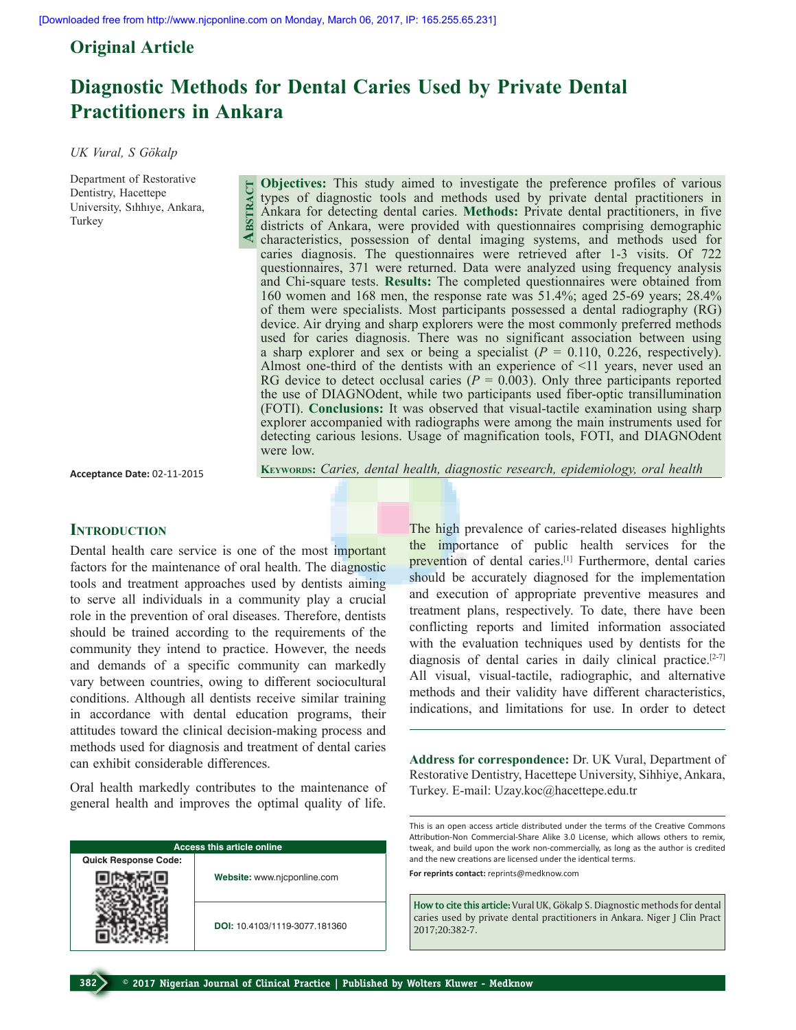Original Article

# Diagnostic Methods for Dental Caries Used by Private Dental Practitioners in Ankara

*UK Vural, S Gökalp*

Department of Restorative Dentistry, Hacettepe University, Sıhhıye, Ankara, Turkey

**Abstract**

**Objectives:** This study aimed to investigate the preference profiles of various types of diagnostic tools and methods used by private dental practitioners in Ankara for detecting dental caries. **Methods:** Private dental practitioners, in five districts of Ankara, were provided with questionnaires comprising demographic characteristics, possession of dental imaging systems, and methods used for caries diagnosis. The questionnaires were retrieved after 1-3 visits. Of 722 questionnaires, 371 were returned. Data were analyzed using frequency analysis and Chi-square tests. **Results:** The completed questionnaires were obtained from 160 women and 168 men, the response rate was 51.4%; aged 25-69 years; 28.4% of them were specialists. Most participants possessed a dental radiography (RG) device. Air drying and sharp explorers were the most commonly preferred methods used for caries diagnosis. There was no significant association between using a sharp explorer and sex or being a specialist ($P = 0.110$, $0.226$, respectively). Almost one-third of the dentists with an experience of <11 years, never used an RG device to detect occlusal caries ($P = 0.003$). Only three participants reported the use of DIAGNOdent, while two participants used fiber-optic transillumination (FOTI). **Conclusions:** It was observed that visual-tactile examination using sharp explorer accompanied with radiographs were among the main instruments used for detecting carious lesions. Usage of magnification tools, FOTI, and DIAGNOdent were low.

**Keywords:** *Caries, dental health, diagnostic research, epidemiology, oral health*

**Acceptance Date:** 02-11-2015

## Introduction

Dental health care service is one of the most important factors for the maintenance of oral health. The diagnostic tools and treatment approaches used by dentists aiming to serve all individuals in a community play a crucial role in the prevention of oral diseases. Therefore, dentists should be trained according to the requirements of the community they intend to practice. However, the needs and demands of a specific community can markedly vary between countries, owing to different sociocultural conditions. Although all dentists receive similar training in accordance with dental education programs, their attitudes toward the clinical decision-making process and methods used for diagnosis and treatment of dental caries can exhibit considerable differences.

Oral health markedly contributes to the maintenance of general health and improves the optimal quality of life. The high prevalence of caries-related diseases highlights the importance of public health services for the prevention of dental caries.[1] Furthermore, dental caries should be accurately diagnosed for the implementation and execution of appropriate preventive measures and treatment plans, respectively. To date, there have been conflicting reports and limited information associated with the evaluation techniques used by dentists for the diagnosis of dental caries in daily clinical practice.[2-7] All visual, visual-tactile, radiographic, and alternative methods and their validity have different characteristics, indications, and limitations for use. In order to detect

**Address for correspondence:** Dr. UK Vural, Department of Restorative Dentistry, Hacettepe University, Sihhiye, Ankara, Turkey. E-mail: Uzay.koc@hacettepe.edu.tr

| Access this article online | |
|---|---|
| Quick Response Code: | Website: www.njcponline.com |
| | DOI: 10.4103/1119-3077.181360 |

This is an open access article distributed under the terms of the Creative Commons Attribution-Non Commercial-Share Alike 3.0 License, which allows others to remix, tweak, and build upon the work non-commercially, as long as the author is credited and the new creations are licensed under the identical terms.

**For reprints contact:** reprints@medknow.com

**How to cite this article:** Vural UK, Gökalp S. Diagnostic methods for dental caries used by private dental practitioners in Ankara. Niger J Clin Pract 2017;20:382-7.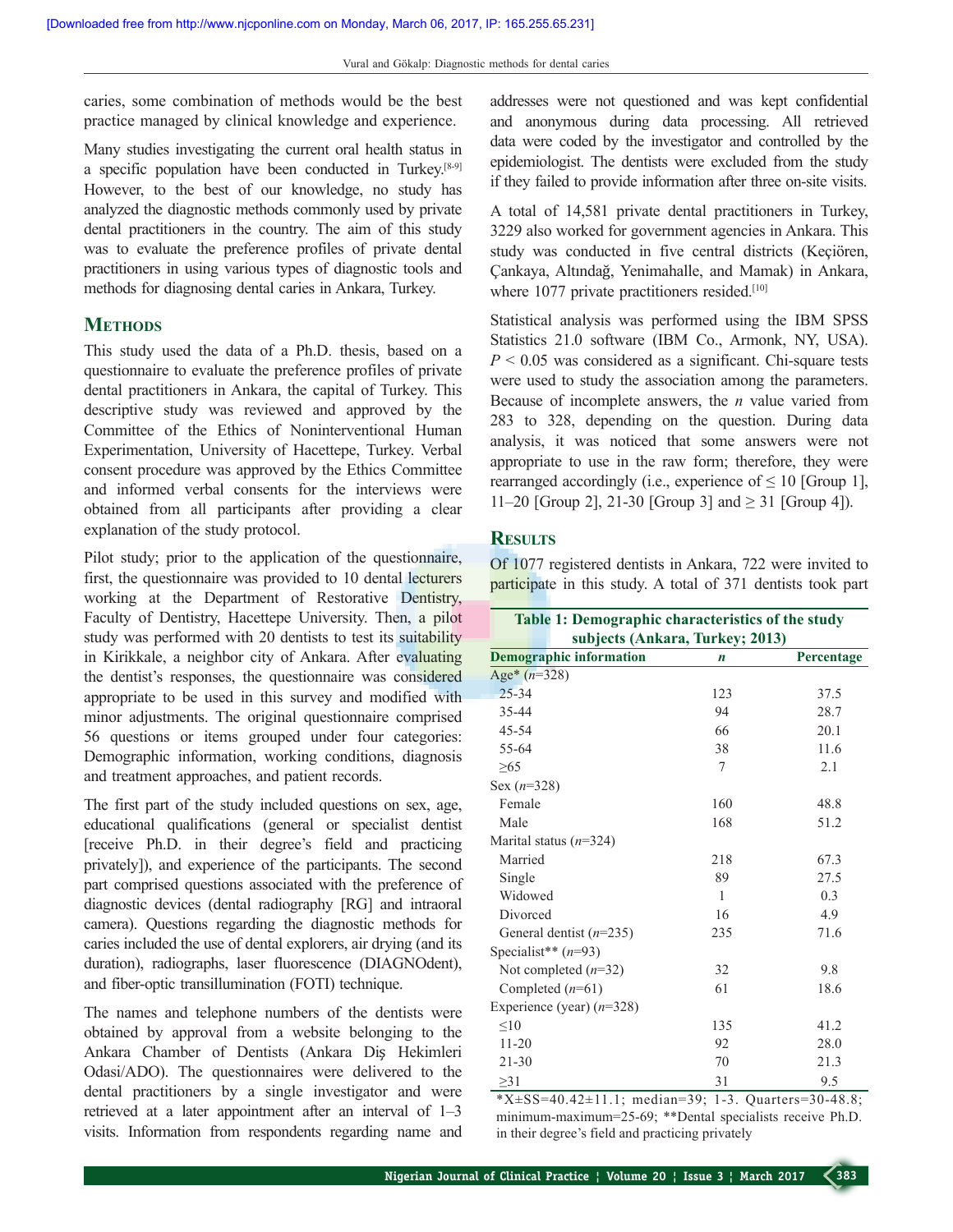caries, some combination of methods would be the best practice managed by clinical knowledge and experience.

Many studies investigating the current oral health status in a specific population have been conducted in Turkey.[8-9] However, to the best of our knowledge, no study has analyzed the diagnostic methods commonly used by private dental practitioners in the country. The aim of this study was to evaluate the preference profiles of private dental practitioners in using various types of diagnostic tools and methods for diagnosing dental caries in Ankara, Turkey.

## Methods

This study used the data of a Ph.D. thesis, based on a questionnaire to evaluate the preference profiles of private dental practitioners in Ankara, the capital of Turkey. This descriptive study was reviewed and approved by the Committee of the Ethics of Noninterventional Human Experimentation, University of Hacettepe, Turkey. Verbal consent procedure was approved by the Ethics Committee and informed verbal consents for the interviews were obtained from all participants after providing a clear explanation of the study protocol.

Pilot study; prior to the application of the questionnaire, first, the questionnaire was provided to 10 dental lecturers working at the Department of Restorative Dentistry, Faculty of Dentistry, Hacettepe University. Then, a pilot study was performed with 20 dentists to test its suitability in Kirikkale, a neighbor city of Ankara. After evaluating the dentist's responses, the questionnaire was considered appropriate to be used in this survey and modified with minor adjustments. The original questionnaire comprised 56 questions or items grouped under four categories: Demographic information, working conditions, diagnosis and treatment approaches, and patient records.

The first part of the study included questions on sex, age, educational qualifications (general or specialist dentist [receive Ph.D. in their degree's field and practicing privately]), and experience of the participants. The second part comprised questions associated with the preference of diagnostic devices (dental radiography [RG] and intraoral camera). Questions regarding the diagnostic methods for caries included the use of dental explorers, air drying (and its duration), radiographs, laser fluorescence (DIAGNOdent), and fiber-optic transillumination (FOTI) technique.

The names and telephone numbers of the dentists were obtained by approval from a website belonging to the Ankara Chamber of Dentists (Ankara Diş Hekimleri Odasi/ADO). The questionnaires were delivered to the dental practitioners by a single investigator and were retrieved at a later appointment after an interval of 1–3 visits. Information from respondents regarding name and addresses were not questioned and was kept confidential and anonymous during data processing. All retrieved data were coded by the investigator and controlled by the epidemiologist. The dentists were excluded from the study if they failed to provide information after three on-site visits.

A total of 14,581 private dental practitioners in Turkey, 3229 also worked for government agencies in Ankara. This study was conducted in five central districts (Keçiören, Çankaya, Altındağ, Yenimahalle, and Mamak) in Ankara, where 1077 private practitioners resided.[10]

Statistical analysis was performed using the IBM SPSS Statistics 21.0 software (IBM Co., Armonk, NY, USA). $P < 0.05$ was considered as a significant. Chi-square tests were used to study the association among the parameters. Because of incomplete answers, the $n$ value varied from 283 to 328, depending on the question. During data analysis, it was noticed that some answers were not appropriate to use in the raw form; therefore, they were rearranged accordingly (i.e., experience of ≤ 10 [Group 1], 11–20 [Group 2], 21-30 [Group 3] and ≥ 31 [Group 4]).

## Results

Of 1077 registered dentists in Ankara, 722 were invited to participate in this study. A total of 371 dentists took part

**Table 1: Demographic characteristics of the study subjects (Ankara, Turkey; 2013)**

| Demographic information | n | Percentage |
|---|---|---|
| Age* ($n$=328) | | |
| 25-34 | 123 | 37.5 |
| 35-44 | 94 | 28.7 |
| 45-54 | 66 | 20.1 |
| 55-64 | 38 | 11.6 |
| ≥65 | 7 | 2.1 |
| Sex ($n$=328) | | |
| Female | 160 | 48.8 |
| Male | 168 | 51.2 |
| Marital status ($n$=324) | | |
| Married | 218 | 67.3 |
| Single | 89 | 27.5 |
| Widowed | 1 | 0.3 |
| Divorced | 16 | 4.9 |
| General dentist ($n$=235) | 235 | 71.6 |
| Specialist** ($n$=93) | | |
| Not completed ($n$=32) | 32 | 9.8 |
| Completed ($n$=61) | 61 | 18.6 |
| Experience (year) ($n$=328) | | |
| ≤10 | 135 | 41.2 |
| 11-20 | 92 | 28.0 |
| 21-30 | 70 | 21.3 |
| ≥31 | 31 | 9.5 |

*X±SS=40.42±11.1; median=39; 1-3. Quarters=30-48.8; minimum-maximum=25-69; **Dental specialists receive Ph.D. in their degree's field and practicing privately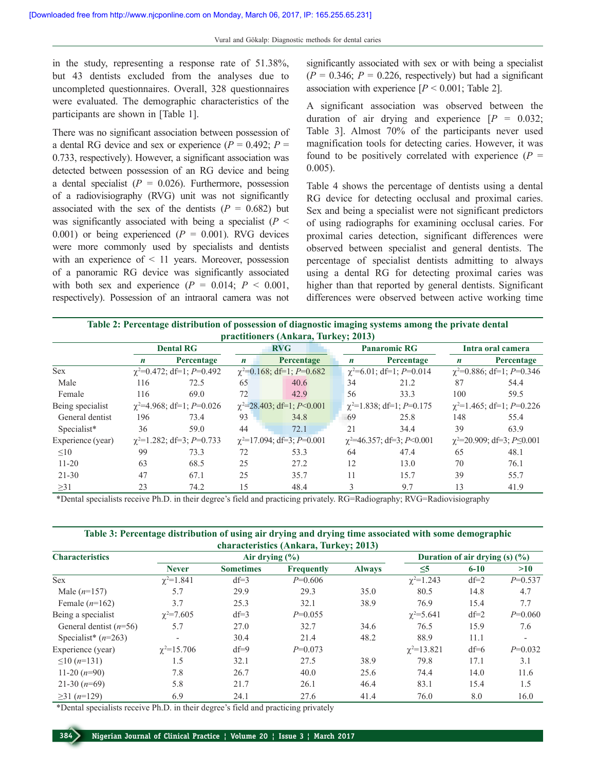in the study, representing a response rate of 51.38%, but 43 dentists excluded from the analyses due to uncompleted questionnaires. Overall, 328 questionnaires were evaluated. The demographic characteristics of the participants are shown in [Table 1].

There was no significant association between possession of a dental RG device and sex or experience ($P$ = 0.492; $P$ = 0.733, respectively). However, a significant association was detected between possession of an RG device and being a dental specialist ($P$ = 0.026). Furthermore, possession of a radiovisiography (RVG) unit was not significantly associated with the sex of the dentists ($P$ = 0.682) but was significantly associated with being a specialist ($P$ < 0.001) or being experienced ($P$ = 0.001). RVG devices were more commonly used by specialists and dentists with an experience of < 11 years. Moreover, possession of a panoramic RG device was significantly associated with both sex and experience ($P$ = 0.014; $P$ < 0.001, respectively). Possession of an intraoral camera was not significantly associated with sex or with being a specialist ($P$ = 0.346; $P$ = 0.226, respectively) but had a significant association with experience [$P$ < 0.001; Table 2].

A significant association was observed between the duration of air drying and experience [$P$ = 0.032; Table 3]. Almost 70% of the participants never used magnification tools for detecting caries. However, it was found to be positively correlated with experience ($P$ = 0.005).

Table 4 shows the percentage of dentists using a dental RG device for detecting occlusal and proximal caries. Sex and being a specialist were not significant predictors of using radiographs for examining occlusal caries. For proximal caries detection, significant differences were observed between specialist and general dentists. The percentage of specialist dentists admitting to always using a dental RG for detecting proximal caries was higher than that reported by general dentists. Significant differences were observed between active working time

**Table 2: Percentage distribution of possession of diagnostic imaging systems among the private dental practitioners (Ankara, Turkey; 2013)**

| | Dental RG | | RVG | | Panaromic RG | | Intra oral camera | |
|---|---|---|---|---|---|---|---|---|
| | ***n*** | **Percentage** | ***n*** | **Percentage** | ***n*** | **Percentage** | ***n*** | **Percentage** |
| Sex | $\chi^2$=0.472; df=1; $P$=0.492 | | $\chi^2$=0.168; df=1; $P$=0.682 | | $\chi^2$=6.01; df=1; $P$=0.014 | | $\chi^2$=0.886; df=1; $P$=0.346 | |
| Male | 116 | 72.5 | 65 | 40.6 | 34 | 21.2 | 87 | 54.4 |
| Female | 116 | 69.0 | 72 | 42.9 | 56 | 33.3 | 100 | 59.5 |
| Being specialist | $\chi^2$=4.968; df=1; $P$=0.026 | | $\chi^2$=28.403; df=1; $P$<0.001 | | $\chi^2$=1.838; df=1; $P$=0.175 | | $\chi^2$=1.465; df=1; $P$=0.226 | |
| General dentist | 196 | 73.4 | 93 | 34.8 | 69 | 25.8 | 148 | 55.4 |
| Specialist* | 36 | 59.0 | 44 | 72.1 | 21 | 34.4 | 39 | 63.9 |
| Experience (year) | $\chi^2$=1.282; df=3; $P$=0.733 | | $\chi^2$=17.094; df=3; $P$=0.001 | | $\chi^2$=46.357; df=3; $P$<0.001 | | $\chi^2$=20.909; df=3; $P$≤0.001 | |
| ≤10 | 99 | 73.3 | 72 | 53.3 | 64 | 47.4 | 65 | 48.1 |
| 11-20 | 63 | 68.5 | 25 | 27.2 | 12 | 13.0 | 70 | 76.1 |
| 21-30 | 47 | 67.1 | 25 | 35.7 | 11 | 15.7 | 39 | 55.7 |
| ≥31 | 23 | 74.2 | 15 | 48.4 | 3 | 9.7 | 13 | 41.9 |

*Dental specialists receive Ph.D. in their degree's field and practicing privately. RG=Radiography; RVG=Radiovisiography

**Table 3: Percentage distribution of using air drying and drying time associated with some demographic characteristics (Ankara, Turkey; 2013)**

| Characteristics | Air drying (%) | | | | Duration of air drying (s) (%) | | |
|---|---|---|---|---|---|---|---|
| | **Never** | **Sometimes** | **Frequently** | **Always** | **≤5** | **6-10** | **>10** |
| Sex | $\chi^2$=1.841 | df=3 | $P$=0.606 | | $\chi^2$=1.243 | df=2 | $P$=0.537 |
| Male ($n$=157) | 5.7 | 29.9 | 29.3 | 35.0 | 80.5 | 14.8 | 4.7 |
| Female ($n$=162) | 3.7 | 25.3 | 32.1 | 38.9 | 76.9 | 15.4 | 7.7 |
| Being a specialist | $\chi^2$=7.605 | df=3 | $P$=0.055 | | $\chi^2$=5.641 | df=2 | $P$=0.060 |
| General dentist ($n$=56) | 5.7 | 27.0 | 32.7 | 34.6 | 76.5 | 15.9 | 7.6 |
| Specialist* ($n$=263) | - | 30.4 | 21.4 | 48.2 | 88.9 | 11.1 | - |
| Experience (year) | $\chi^2$=15.706 | df=9 | $P$=0.073 | | $\chi^2$=13.821 | df=6 | $P$=0.032 |
| ≤10 ($n$=131) | 1.5 | 32.1 | 27.5 | 38.9 | 79.8 | 17.1 | 3.1 |
| 11-20 ($n$=90) | 7.8 | 26.7 | 40.0 | 25.6 | 74.4 | 14.0 | 11.6 |
| 21-30 ($n$=69) | 5.8 | 21.7 | 26.1 | 46.4 | 83.1 | 15.4 | 1.5 |
| ≥31 ($n$=129) | 6.9 | 24.1 | 27.6 | 41.4 | 76.0 | 8.0 | 16.0 |

*Dental specialists receive Ph.D. in their degree's field and practicing privately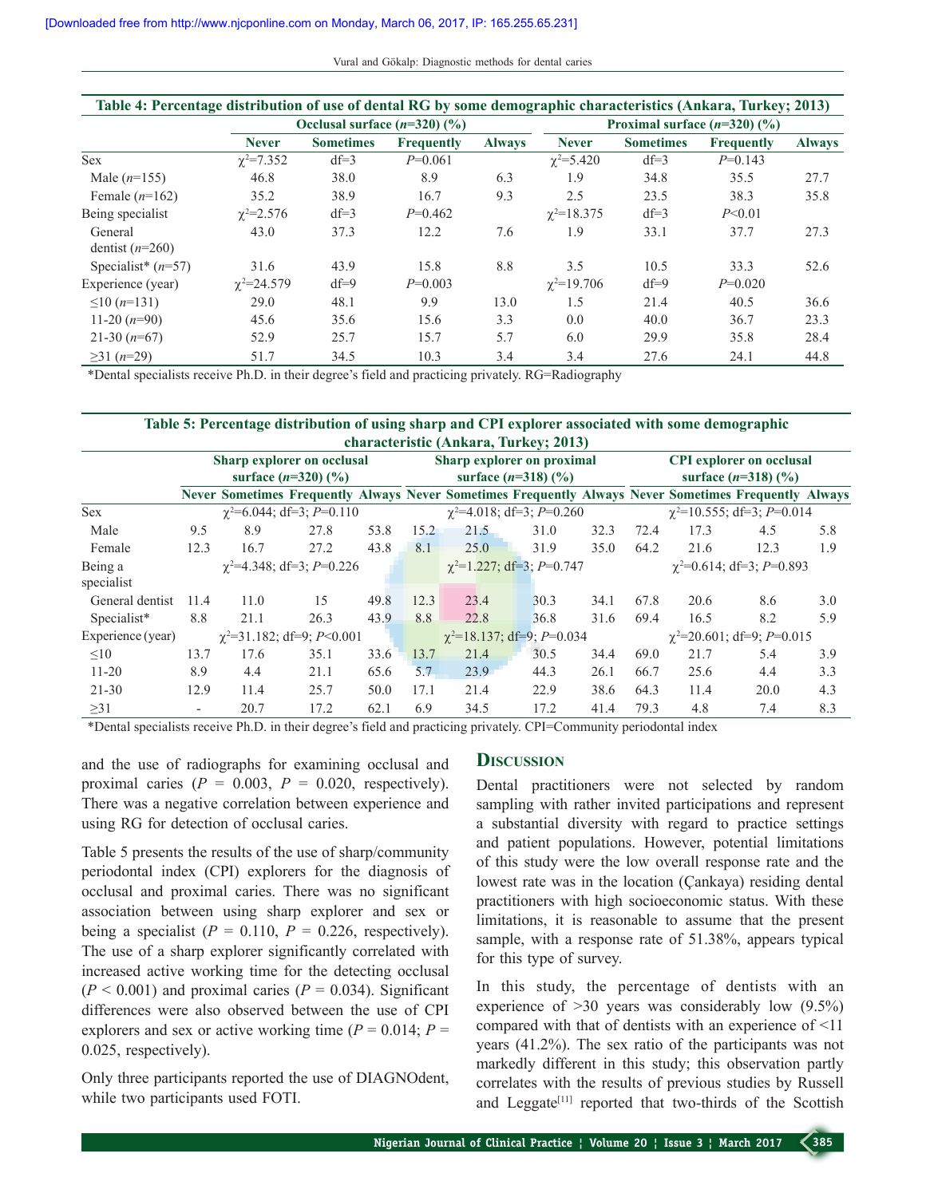[Downloaded free from http://www.njcponline.com on Monday, March 06, 2017, IP: 165.255.65.231]

**Table 4: Percentage distribution of use of dental RG by some demographic characteristics (Ankara, Turkey; 2013)**

| | Occlusal surface ($n$=320) (%) | | | | Proximal surface ($n$=320) (%) | | | |
|---|---|---|---|---|---|---|---|---|
| | Never | Sometimes | Frequently | Always | Never | Sometimes | Frequently | Always |
| Sex | $\chi^2$=7.352 | df=3 | $P$=0.061 | | $\chi^2$=5.420 | df=3 | $P$=0.143 | |
| Male ($n$=155) | 46.8 | 38.0 | 8.9 | 6.3 | 1.9 | 34.8 | 35.5 | 27.7 |
| Female ($n$=162) | 35.2 | 38.9 | 16.7 | 9.3 | 2.5 | 23.5 | 38.3 | 35.8 |
| Being specialist | $\chi^2$=2.576 | df=3 | $P$=0.462 | | $\chi^2$=18.375 | df=3 | $P$<0.01 | |
| General dentist ($n$=260) | 43.0 | 37.3 | 12.2 | 7.6 | 1.9 | 33.1 | 37.7 | 27.3 |
| Specialist* ($n$=57) | 31.6 | 43.9 | 15.8 | 8.8 | 3.5 | 10.5 | 33.3 | 52.6 |
| Experience (year) | $\chi^2$=24.579 | df=9 | $P$=0.003 | | $\chi^2$=19.706 | df=9 | $P$=0.020 | |
| ≤10 ($n$=131) | 29.0 | 48.1 | 9.9 | 13.0 | 1.5 | 21.4 | 40.5 | 36.6 |
| 11-20 ($n$=90) | 45.6 | 35.6 | 15.6 | 3.3 | 0.0 | 40.0 | 36.7 | 23.3 |
| 21-30 ($n$=67) | 52.9 | 25.7 | 15.7 | 5.7 | 6.0 | 29.9 | 35.8 | 28.4 |
| ≥31 ($n$=29) | 51.7 | 34.5 | 10.3 | 3.4 | 3.4 | 27.6 | 24.1 | 44.8 |

*Dental specialists receive Ph.D. in their degree's field and practicing privately. RG=Radiography

**Table 5: Percentage distribution of using sharp and CPI explorer associated with some demographic characteristic (Ankara, Turkey; 2013)**

| | Sharp explorer on occlusal surface ($n$=320) (%) | | | | Sharp explorer on proximal surface ($n$=318) (%) | | | | CPI explorer on occlusal surface ($n$=318) (%) | | | |
|---|---|---|---|---|---|---|---|---|---|---|---|---|
| | Never | Sometimes | Frequently | Always | Never | Sometimes | Frequently | Always | Never | Sometimes | Frequently | Always |
| Sex | $\chi^2$=6.044; df=3; $P$=0.110 | | | | $\chi^2$=4.018; df=3; $P$=0.260 | | | | $\chi^2$=10.555; df=3; $P$=0.014 | | | |
| Male | 9.5 | 8.9 | 27.8 | 53.8 | 15.2 | 21.5 | 31.0 | 32.3 | 72.4 | 17.3 | 4.5 | 5.8 |
| Female | 12.3 | 16.7 | 27.2 | 43.8 | 8.1 | 25.0 | 31.9 | 35.0 | 64.2 | 21.6 | 12.3 | 1.9 |
| Being a specialist | $\chi^2$=4.348; df=3; $P$=0.226 | | | | $\chi^2$=1.227; df=3; $P$=0.747 | | | | $\chi^2$=0.614; df=3; $P$=0.893 | | | |
| General dentist | 11.4 | 11.0 | 15 | 49.8 | 12.3 | 23.4 | 30.3 | 34.1 | 67.8 | 20.6 | 8.6 | 3.0 |
| Specialist* | 8.8 | 21.1 | 26.3 | 43.9 | 8.8 | 22.8 | 36.8 | 31.6 | 69.4 | 16.5 | 8.2 | 5.9 |
| Experience (year) | $\chi^2$=31.182; df=9; $P$<0.001 | | | | $\chi^2$=18.137; df=9; $P$=0.034 | | | | $\chi^2$=20.601; df=9; $P$=0.015 | | | |
| ≤10 | 13.7 | 17.6 | 35.1 | 33.6 | 13.7 | 21.4 | 30.5 | 34.4 | 69.0 | 21.7 | 5.4 | 3.9 |
| 11-20 | 8.9 | 4.4 | 21.1 | 65.6 | 5.7 | 23.9 | 44.3 | 26.1 | 66.7 | 25.6 | 4.4 | 3.3 |
| 21-30 | 12.9 | 11.4 | 25.7 | 50.0 | 17.1 | 21.4 | 22.9 | 38.6 | 64.3 | 11.4 | 20.0 | 4.3 |
| ≥31 | - | 20.7 | 17.2 | 62.1 | 6.9 | 34.5 | 17.2 | 41.4 | 79.3 | 4.8 | 7.4 | 8.3 |

*Dental specialists receive Ph.D. in their degree's field and practicing privately. CPI=Community periodontal index

and the use of radiographs for examining occlusal and proximal caries ($P$ = 0.003, $P$ = 0.020, respectively). There was a negative correlation between experience and using RG for detection of occlusal caries.

Table 5 presents the results of the use of sharp/community periodontal index (CPI) explorers for the diagnosis of occlusal and proximal caries. There was no significant association between using sharp explorer and sex or being a specialist ($P$ = 0.110, $P$ = 0.226, respectively). The use of a sharp explorer significantly correlated with increased active working time for the detecting occlusal ($P$ < 0.001) and proximal caries ($P$ = 0.034). Significant differences were also observed between the use of CPI explorers and sex or active working time ($P$ = 0.014; $P$ = 0.025, respectively).

Only three participants reported the use of DIAGNOdent, while two participants used FOTI.

## Discussion

Dental practitioners were not selected by random sampling with rather invited participations and represent a substantial diversity with regard to practice settings and patient populations. However, potential limitations of this study were the low overall response rate and the lowest rate was in the location (Çankaya) residing dental practitioners with high socioeconomic status. With these limitations, it is reasonable to assume that the present sample, with a response rate of 51.38%, appears typical for this type of survey.

In this study, the percentage of dentists with an experience of >30 years was considerably low (9.5%) compared with that of dentists with an experience of <11 years (41.2%). The sex ratio of the participants was not markedly different in this study; this observation partly correlates with the results of previous studies by Russell and Leggate[11] reported that two-thirds of the Scottish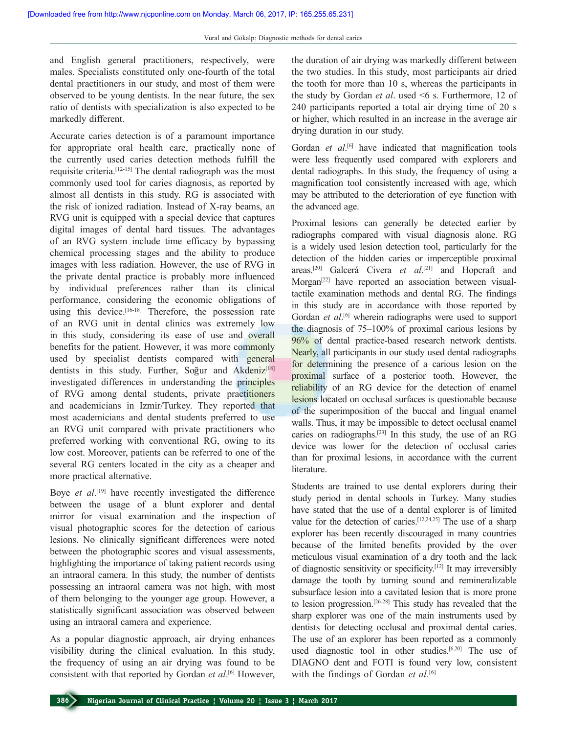and English general practitioners, respectively, were males. Specialists constituted only one-fourth of the total dental practitioners in our study, and most of them were observed to be young dentists. In the near future, the sex ratio of dentists with specialization is also expected to be markedly different.

Accurate caries detection is of a paramount importance for appropriate oral health care, practically none of the currently used caries detection methods fulfill the requisite criteria.[12-15] The dental radiograph was the most commonly used tool for caries diagnosis, as reported by almost all dentists in this study. RG is associated with the risk of ionized radiation. Instead of X-ray beams, an RVG unit is equipped with a special device that captures digital images of dental hard tissues. The advantages of an RVG system include time efficacy by bypassing chemical processing stages and the ability to produce images with less radiation. However, the use of RVG in the private dental practice is probably more influenced by individual preferences rather than its clinical performance, considering the economic obligations of using this device.[16-18] Therefore, the possession rate of an RVG unit in dental clinics was extremely low in this study, considering its ease of use and overall benefits for the patient. However, it was more commonly used by specialist dentists compared with general dentists in this study. Further, Soğur and Akdeniz[18] investigated differences in understanding the principles of RVG among dental students, private practitioners and academicians in Izmir/Turkey. They reported that most academicians and dental students preferred to use an RVG unit compared with private practitioners who preferred working with conventional RG, owing to its low cost. Moreover, patients can be referred to one of the several RG centers located in the city as a cheaper and more practical alternative.

Boye *et al*.[19] have recently investigated the difference between the usage of a blunt explorer and dental mirror for visual examination and the inspection of visual photographic scores for the detection of carious lesions. No clinically significant differences were noted between the photographic scores and visual assessments, highlighting the importance of taking patient records using an intraoral camera. In this study, the number of dentists possessing an intraoral camera was not high, with most of them belonging to the younger age group. However, a statistically significant association was observed between using an intraoral camera and experience.

As a popular diagnostic approach, air drying enhances visibility during the clinical evaluation. In this study, the frequency of using an air drying was found to be consistent with that reported by Gordan *et al*.[6] However, the duration of air drying was markedly different between the two studies. In this study, most participants air dried the tooth for more than 10 s, whereas the participants in the study by Gordan *et al*. used <6 s. Furthermore, 12 of 240 participants reported a total air drying time of 20 s or higher, which resulted in an increase in the average air drying duration in our study.

Gordan *et al*.[6] have indicated that magnification tools were less frequently used compared with explorers and dental radiographs. In this study, the frequency of using a magnification tool consistently increased with age, which may be attributed to the deterioration of eye function with the advanced age.

Proximal lesions can generally be detected earlier by radiographs compared with visual diagnosis alone. RG is a widely used lesion detection tool, particularly for the detection of the hidden caries or imperceptible proximal areas.[20] Galcerá Civera *et al*.[21] and Hopcraft and Morgan[22] have reported an association between visual-tactile examination methods and dental RG. The findings in this study are in accordance with those reported by Gordan *et al*.[6] wherein radiographs were used to support the diagnosis of 75–100% of proximal carious lesions by 96% of dental practice-based research network dentists. Nearly, all participants in our study used dental radiographs for determining the presence of a carious lesion on the proximal surface of a posterior tooth. However, the reliability of an RG device for the detection of enamel lesions located on occlusal surfaces is questionable because of the superimposition of the buccal and lingual enamel walls. Thus, it may be impossible to detect occlusal enamel caries on radiographs.[23] In this study, the use of an RG device was lower for the detection of occlusal caries than for proximal lesions, in accordance with the current literature.

Students are trained to use dental explorers during their study period in dental schools in Turkey. Many studies have stated that the use of a dental explorer is of limited value for the detection of caries.[12,24,25] The use of a sharp explorer has been recently discouraged in many countries because of the limited benefits provided by the over meticulous visual examination of a dry tooth and the lack of diagnostic sensitivity or specificity.[12] It may irreversibly damage the tooth by turning sound and remineralizable subsurface lesion into a cavitated lesion that is more prone to lesion progression.[26-28] This study has revealed that the sharp explorer was one of the main instruments used by dentists for detecting occlusal and proximal dental caries. The use of an explorer has been reported as a commonly used diagnostic tool in other studies.[6,20] The use of DIAGNO dent and FOTI is found very low, consistent with the findings of Gordan *et al*.[6]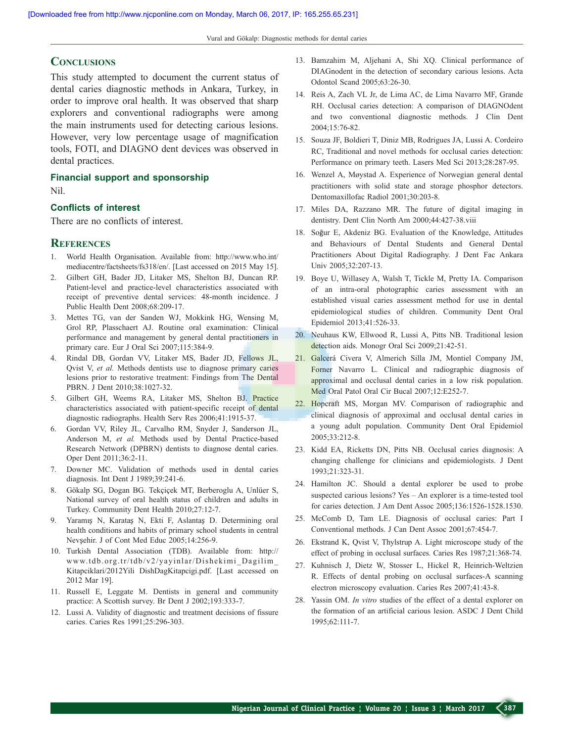## Conclusions

This study attempted to document the current status of dental caries diagnostic methods in Ankara, Turkey, in order to improve oral health. It was observed that sharp explorers and conventional radiographs were among the main instruments used for detecting carious lesions. However, very low percentage usage of magnification tools, FOTI, and DIAGNO dent devices was observed in dental practices.

### Financial support and sponsorship

Nil.

### Conflicts of interest

There are no conflicts of interest.

## References

1. World Health Organisation. Available from: http://www.who.int/mediacentre/factsheets/fs318/en/. [Last accessed on 2015 May 15].
2. Gilbert GH, Bader JD, Litaker MS, Shelton BJ, Duncan RP. Patient-level and practice-level characteristics associated with receipt of preventive dental services: 48-month incidence. J Public Health Dent 2008;68:209-17.
3. Mettes TG, van der Sanden WJ, Mokkink HG, Wensing M, Grol RP, Plasschaert AJ. Routine oral examination: Clinical performance and management by general dental practitioners in primary care. Eur J Oral Sci 2007;115:384-9.
4. Rindal DB, Gordan VV, Litaker MS, Bader JD, Fellows JL, Qvist V, *et al.* Methods dentists use to diagnose primary caries lesions prior to restorative treatment: Findings from The Dental PBRN. J Dent 2010;38:1027-32.
5. Gilbert GH, Weems RA, Litaker MS, Shelton BJ. Practice characteristics associated with patient-specific receipt of dental diagnostic radiographs. Health Serv Res 2006;41:1915-37.
6. Gordan VV, Riley JL, Carvalho RM, Snyder J, Sanderson JL, Anderson M, *et al.* Methods used by Dental Practice-based Research Network (DPBRN) dentists to diagnose dental caries. Oper Dent 2011;36:2-11.
7. Downer MC. Validation of methods used in dental caries diagnosis. Int Dent J 1989;39:241-6.
8. Gökalp SG, Dogan BG. Tekçiçek MT, Berberoglu A, Unlüer S, National survey of oral health status of children and adults in Turkey. Community Dent Health 2010;27:12-7.
9. Yaramış N, Karataş N, Ekti F, Aslantaş D. Determining oral health conditions and habits of primary school students in central Nevşehir. J of Cont Med Educ 2005;14:256-9.
10. Turkish Dental Association (TDB). Available from: http://www.tdb.org.tr/tdb/v2/yayinlar/Dishekimi_Dagilim_Kitapciklari/2012Yili DishDagKitapcigi.pdf. [Last accessed on 2012 Mar 19].
11. Russell E, Leggate M. Dentists in general and community practice: A Scottish survey. Br Dent J 2002;193:333-7.
12. Lussi A. Validity of diagnostic and treatment decisions of fissure caries. Caries Res 1991;25:296-303.
13. Bamzahim M, Aljehani A, Shi XQ. Clinical performance of DIAGnodent in the detection of secondary carious lesions. Acta Odontol Scand 2005;63:26-30.
14. Reis A, Zach VL Jr, de Lima AC, de Lima Navarro MF, Grande RH. Occlusal caries detection: A comparison of DIAGNOdent and two conventional diagnostic methods. J Clin Dent 2004;15:76-82.
15. Souza JF, Boldieri T, Diniz MB, Rodrigues JA, Lussi A. Cordeiro RC, Traditional and novel methods for occlusal caries detection: Performance on primary teeth. Lasers Med Sci 2013;28:287-95.
16. Wenzel A, Møystad A. Experience of Norwegian general dental practitioners with solid state and storage phosphor detectors. Dentomaxillofac Radiol 2001;30:203-8.
17. Miles DA, Razzano MR. The future of digital imaging in dentistry. Dent Clin North Am 2000;44:427-38.viii
18. Soğur E, Akdeniz BG. Evaluation of the Knowledge, Attitudes and Behaviours of Dental Students and General Dental Practitioners About Digital Radiography. J Dent Fac Ankara Univ 2005;32:207-13.
19. Boye U, Willasey A, Walsh T, Tickle M, Pretty IA. Comparison of an intra-oral photographic caries assessment with an established visual caries assessment method for use in dental epidemiological studies of children. Community Dent Oral Epidemiol 2013;41:526-33.
20. Neuhaus KW, Ellwood R, Lussi A, Pitts NB. Traditional lesion detection aids. Monogr Oral Sci 2009;21:42-51.
21. Galcerá Civera V, Almerich Silla JM, Montiel Company JM, Forner Navarro L. Clinical and radiographic diagnosis of approximal and occlusal dental caries in a low risk population. Med Oral Patol Oral Cir Bucal 2007;12:E252-7.
22. Hopcraft MS, Morgan MV. Comparison of radiographic and clinical diagnosis of approximal and occlusal dental caries in a young adult population. Community Dent Oral Epidemiol 2005;33:212-8.
23. Kidd EA, Ricketts DN, Pitts NB. Occlusal caries diagnosis: A changing challenge for clinicians and epidemiologists. J Dent 1993;21:323-31.
24. Hamilton JC. Should a dental explorer be used to probe suspected carious lesions? Yes – An explorer is a time-tested tool for caries detection. J Am Dent Assoc 2005;136:1526-1528.1530.
25. McComb D, Tam LE. Diagnosis of occlusal caries: Part I Conventional methods. J Can Dent Assoc 2001;67:454-7.
26. Ekstrand K, Qvist V, Thylstrup A. Light microscope study of the effect of probing in occlusal surfaces. Caries Res 1987;21:368-74.
27. Kuhnisch J, Dietz W, Stosser L, Hickel R, Heinrich-Weltzien R. Effects of dental probing on occlusal surfaces-A scanning electron microscopy evaluation. Caries Res 2007;41:43-8.
28. Yassin OM. *In vitro* studies of the effect of a dental explorer on the formation of an artificial carious lesion. ASDC J Dent Child 1995;62:111-7.